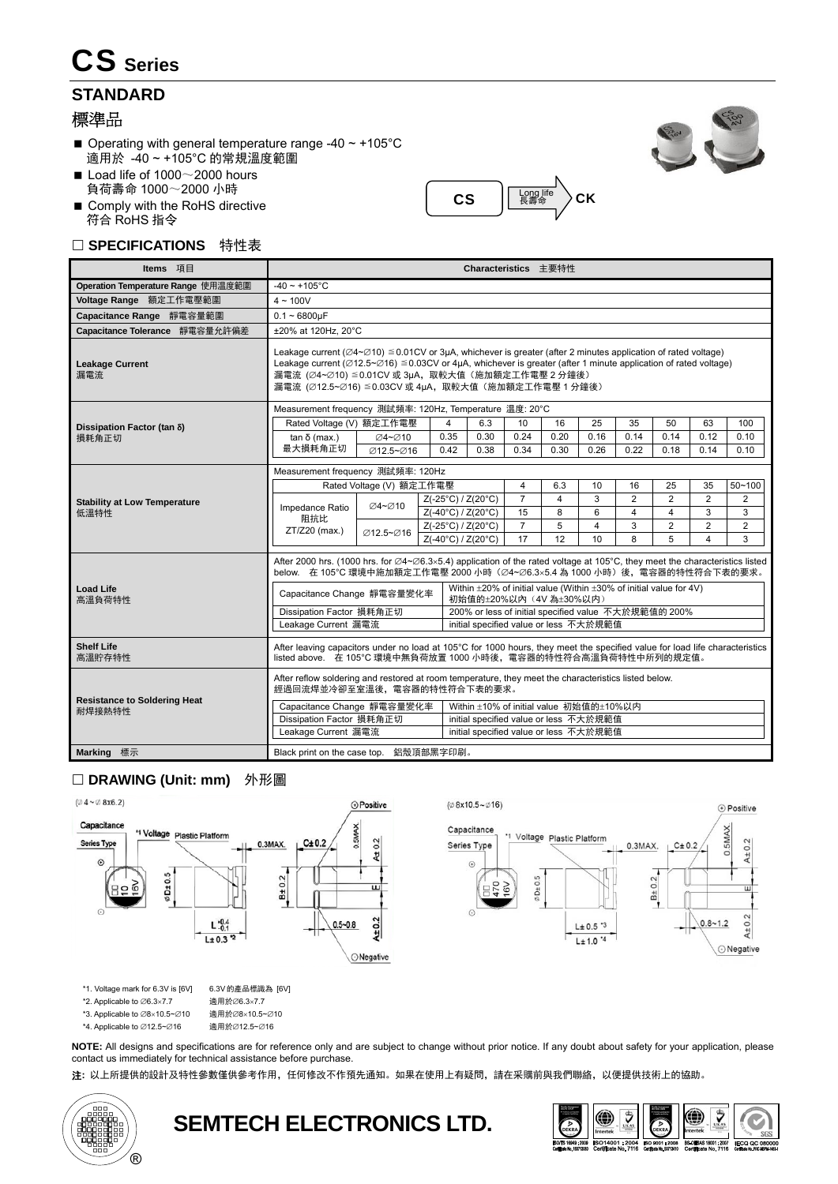# CS Series

## STANDARD

## 標準品

- Operating with general temperature range -40 ~ +105°C
  適用於 -40 ~ +105°C 的常規溫度範圍
- Load life of 1000～2000 hours
  負荷壽命 1000～2000 小時
- Comply with the RoHS directive
  符合 RoHS 指令

CS → Long life 長壽命 → CK

### □ SPECIFICATIONS 特性表

| Items 項目 | Characteristics 主要特性 |
|---|---|
| Operation Temperature Range 使用溫度範圍 | -40 ~ +105°C |
| Voltage Range 額定工作電壓範圍 | 4 ~ 100V |
| Capacitance Range 靜電容量範圍 | 0.1 ~ 6800µF |
| Capacitance Tolerance 靜電容量允許偏差 | ±20% at 120Hz, 20°C |
| Leakage Current 漏電流 | Leakage current (∅4~∅10) ≦0.01CV or 3µA, whichever is greater (after 2 minutes application of rated voltage)<br>Leakage current (∅12.5~∅16) ≦0.03CV or 4µA, whichever is greater (after 1 minute application of rated voltage)<br>漏電流 (∅4~∅10) ≦0.01CV 或 3µA，取較大值（施加額定工作電壓 2 分鐘後）<br>漏電流 (∅12.5~∅16) ≦0.03CV 或 4µA，取較大值（施加額定工作電壓 1 分鐘後） |
| Marking 標示 | Black print on the case top. 鋁殼頂部黑字印刷。 |

**Dissipation Factor (tan δ) 損耗角正切**

Measurement frequency 測試頻率: 120Hz, Temperature 溫度: 20°C

| Rated Voltage (V) 額定工作電壓 | | 4 | 6.3 | 10 | 16 | 25 | 35 | 50 | 63 | 100 |
|---|---|---|---|---|---|---|---|---|---|---|
| tan δ (max.) 最大損耗角正切 | ∅4~∅10 | 0.35 | 0.30 | 0.24 | 0.20 | 0.16 | 0.14 | 0.14 | 0.12 | 0.10 |
| | ∅12.5~∅16 | 0.42 | 0.38 | 0.34 | 0.30 | 0.26 | 0.22 | 0.18 | 0.14 | 0.10 |

**Stability at Low Temperature 低溫特性**

Measurement frequency 測試頻率: 120Hz

| Rated Voltage (V) 額定工作電壓 | | | 4 | 6.3 | 10 | 16 | 25 | 35 | 50~100 |
|---|---|---|---|---|---|---|---|---|---|
| Impedance Ratio 阻抗比 ZT/Z20 (max.) | ∅4~∅10 | Z(-25°C) / Z(20°C) | 7 | 4 | 3 | 2 | 2 | 2 | 2 |
| | | Z(-40°C) / Z(20°C) | 15 | 8 | 6 | 4 | 4 | 3 | 3 |
| | ∅12.5~∅16 | Z(-25°C) / Z(20°C) | 7 | 5 | 4 | 3 | 2 | 2 | 2 |
| | | Z(-40°C) / Z(20°C) | 17 | 12 | 10 | 8 | 5 | 4 | 3 |

**Load Life 高溫負荷特性**

After 2000 hrs. (1000 hrs. for ∅4~∅6.3×5.4) application of the rated voltage at 105°C, they meet the characteristics listed below. 在 105°C 環境中施加額定工作電壓 2000 小時（∅4~∅6.3×5.4 為 1000 小時）後，電容器的特性符合下表的要求。

| Item | Requirement |
|---|---|
| Capacitance Change 靜電容量變化率 | Within ±20% of initial value (Within ±30% of initial value for 4V)<br>初始值的±20%以內（4V 為±30%以內） |
| Dissipation Factor 損耗角正切 | 200% or less of initial specified value 不大於規範值的 200% |
| Leakage Current 漏電流 | initial specified value or less 不大於規範值 |

**Shelf Life 高溫貯存特性**

After leaving capacitors under no load at 105°C for 1000 hours, they meet the specified value for load life characteristics listed above. 在 105°C 環境中無負荷放置 1000 小時後，電容器的特性符合高溫負荷特性中所列的規定值。

**Resistance to Soldering Heat 耐焊接熱特性**

After reflow soldering and restored at room temperature, they meet the characteristics listed below.
經過回流焊並冷卻至室溫後，電容器的特性符合下表的要求。

| Item | Requirement |
|---|---|
| Capacitance Change 靜電容量變化率 | Within ±10% of initial value 初始值的±10%以內 |
| Dissipation Factor 損耗角正切 | initial specified value or less 不大於規範值 |
| Leakage Current 漏電流 | initial specified value or less 不大於規範值 |

### □ DRAWING (Unit: mm) 外形圖

(∅4 ~ ∅8x6.2) — Capacitance, *1 Voltage, Plastic Platform, Series Type, 0.3MAX., C±0.2, 0.5MAX., A±0.2, ∅D±0.5, B±0.2, E, $L^{+0.4}_{-0.1}$, L±0.3 *2, 0.5~0.8, A±0.2, Positive, Negative

(∅8x10.5~∅16) — Capacitance, *1 Voltage, Plastic Platform, Series Type, 0.3MAX., C±0.2, 0.5MAX., A±0.2, ∅D±0.5, B±0.2, E, L±0.5 *3, L±1.0 *4, 0.8~1.2, A±0.2, Positive, Negative

\*1. Voltage mark for 6.3V is [6V] 6.3V 的產品標識為 [6V]
\*2. Applicable to ∅6.3×7.7 適用於∅6.3×7.7
\*3. Applicable to ∅8×10.5~∅10 適用於∅8×10.5~∅10
\*4. Applicable to ∅12.5~∅16 適用於∅12.5~∅16

**NOTE:** All designs and specifications are for reference only and are subject to change without prior notice. If any doubt about safety for your application, please contact us immediately for technical assistance before purchase.

**注:** 以上所提供的設計及特性參數僅供參考作用，任何修改不作預先通知。如果在使用上有疑問，請在采購前與我們聯絡，以便提供技術上的協助。

**SEMTECH ELECTRONICS LTD.**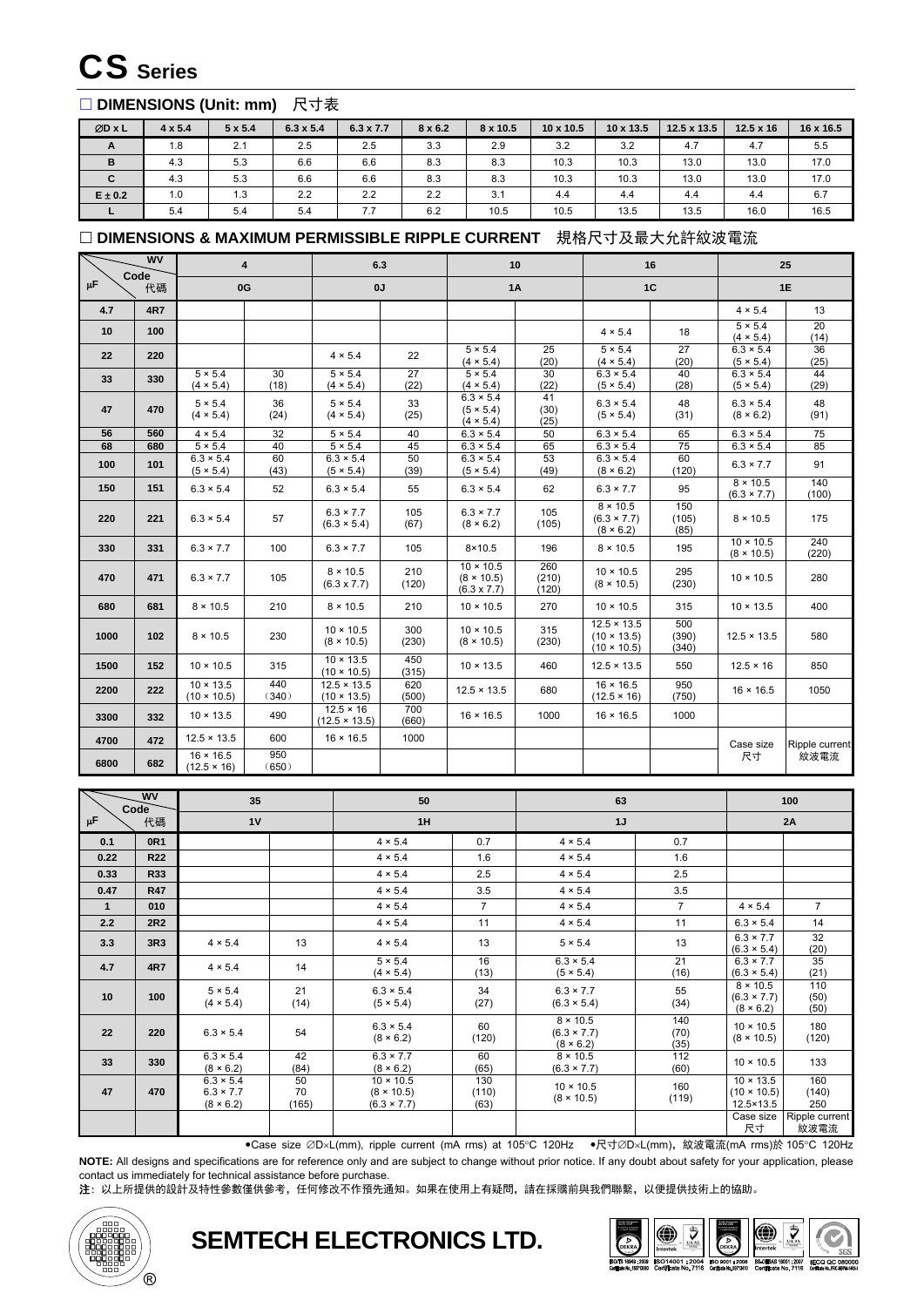# CS Series

## □ DIMENSIONS (Unit: mm) 尺寸表

| ∅D x L | 4 x 5.4 | 5 x 5.4 | 6.3 x 5.4 | 6.3 x 7.7 | 8 x 6.2 | 8 x 10.5 | 10 x 10.5 | 10 x 13.5 | 12.5 x 13.5 | 12.5 x 16 | 16 x 16.5 |
|---|---|---|---|---|---|---|---|---|---|---|---|
| A | 1.8 | 2.1 | 2.5 | 2.5 | 3.3 | 2.9 | 3.2 | 3.2 | 4.7 | 4.7 | 5.5 |
| B | 4.3 | 5.3 | 6.6 | 6.6 | 8.3 | 8.3 | 10.3 | 10.3 | 13.0 | 13.0 | 17.0 |
| C | 4.3 | 5.3 | 6.6 | 6.6 | 8.3 | 8.3 | 10.3 | 10.3 | 13.0 | 13.0 | 17.0 |
| E ± 0.2 | 1.0 | 1.3 | 2.2 | 2.2 | 2.2 | 3.1 | 4.4 | 4.4 | 4.4 | 4.4 | 6.7 |
| L | 5.4 | 5.4 | 5.4 | 7.7 | 6.2 | 10.5 | 10.5 | 13.5 | 13.5 | 16.0 | 16.5 |

## □ DIMENSIONS & MAXIMUM PERMISSIBLE RIPPLE CURRENT 規格尺寸及最大允許紋波電流

| WV / μF | Code 代碼 | 4 | | 6.3 | | 10 | | 16 | | 25 | |
|---|---|---|---|---|---|---|---|---|---|---|---|
| | | 0G | | 0J | | 1A | | 1C | | 1E | |
| 4.7 | 4R7 | | | | | | | | | 4 × 5.4 | 13 |
| 10 | 100 | | | | | | | 4 × 5.4 | 18 | 5 × 5.4 (4 × 5.4) | 20 (14) |
| 22 | 220 | | | 4 × 5.4 | 22 | 5 × 5.4 (4 × 5.4) | 25 (20) | 5 × 5.4 (4 × 5.4) | 27 (20) | 6.3 × 5.4 (5 × 5.4) | 36 (25) |
| 33 | 330 | 5 × 5.4 (4 × 5.4) | 30 (18) | 5 × 5.4 (4 × 5.4) | 27 (22) | 5 × 5.4 (4 × 5.4) | 30 (22) | 6.3 × 5.4 (5 × 5.4) | 40 (28) | 6.3 × 5.4 (5 × 5.4) | 44 (29) |
| 47 | 470 | 5 × 5.4 (4 × 5.4) | 36 (24) | 5 × 5.4 (4 × 5.4) | 33 (25) | 6.3 × 5.4 (5 × 5.4) (4 × 5.4) | 41 (30) (25) | 6.3 × 5.4 (5 × 5.4) | 48 (31) | 6.3 × 5.4 (8 × 6.2) | 48 (91) |
| 56 | 560 | 4 × 5.4 | 32 | 5 × 5.4 | 40 | 6.3 × 5.4 | 50 | 6.3 × 5.4 | 65 | 6.3 × 5.4 | 75 |
| 68 | 680 | 5 × 5.4 | 40 | 5 × 5.4 | 45 | 6.3 × 5.4 | 65 | 6.3 × 5.4 | 75 | 6.3 × 5.4 | 85 |
| 100 | 101 | 6.3 × 5.4 (5 × 5.4) | 60 (43) | 6.3 × 5.4 (5 × 5.4) | 50 (39) | 6.3 × 5.4 (5 × 5.4) | 53 (49) | 6.3 × 5.4 (8 × 6.2) | 60 (120) | 6.3 × 7.7 | 91 |
| 150 | 151 | 6.3 × 5.4 | 52 | 6.3 × 5.4 | 55 | 6.3 × 5.4 | 62 | 6.3 × 7.7 | 95 | 8 × 10.5 (6.3 × 7.7) | 140 (100) |
| 220 | 221 | 6.3 × 5.4 | 57 | 6.3 × 7.7 (6.3 × 5.4) | 105 (67) | 6.3 × 7.7 (8 × 6.2) | 105 (105) | 8 × 10.5 (6.3 × 7.7) (8 × 6.2) | 150 (105) (85) | 8 × 10.5 | 175 |
| 330 | 331 | 6.3 × 7.7 | 100 | 6.3 × 7.7 | 105 | 8×10.5 | 196 | 8 × 10.5 | 195 | 10 × 10.5 (8 × 10.5) | 240 (220) |
| 470 | 471 | 6.3 × 7.7 | 105 | 8 × 10.5 (6.3 × 7.7) | 210 (120) | 10 × 10.5 (8 × 10.5) (6.3 × 7.7) | 260 (210) (120) | 10 × 10.5 (8 × 10.5) | 295 (230) | 10 × 10.5 | 280 |
| 680 | 681 | 8 × 10.5 | 210 | 8 × 10.5 | 210 | 10 × 10.5 | 270 | 10 × 10.5 | 315 | 10 × 13.5 | 400 |
| 1000 | 102 | 8 × 10.5 | 230 | 10 × 10.5 (8 × 10.5) | 300 (230) | 10 × 10.5 (8 × 10.5) | 315 (230) | 12.5 × 13.5 (10 × 13.5) (10 × 10.5) | 500 (390) (340) | 12.5 × 13.5 | 580 |
| 1500 | 152 | 10 × 10.5 | 315 | 10 × 13.5 (10 × 10.5) | 450 (315) | 10 × 13.5 | 460 | 12.5 × 13.5 | 550 | 12.5 × 16 | 850 |
| 2200 | 222 | 10 × 13.5 (10 × 10.5) | 440 (340) | 12.5 × 13.5 (10 × 13.5) | 620 (500) | 12.5 × 13.5 | 680 | 16 × 16.5 (12.5 × 16) | 950 (750) | 16 × 16.5 | 1050 |
| 3300 | 332 | 10 × 13.5 | 490 | 12.5 × 16 (12.5 × 13.5) | 700 (660) | 16 × 16.5 | 1000 | 16 × 16.5 | 1000 | | |
| 4700 | 472 | 12.5 × 13.5 | 600 | 16 × 16.5 | 1000 | | | | | Case size 尺寸 | Ripple current 紋波電流 |
| 6800 | 682 | 16 × 16.5 (12.5 × 16) | 950 (650) | | | | | | | | |

| WV / μF | Code 代碼 | 35 | | 50 | | 63 | | 100 | |
|---|---|---|---|---|---|---|---|---|---|
| | | 1V | | 1H | | 1J | | 2A | |
| 0.1 | 0R1 | | | 4 × 5.4 | 0.7 | 4 × 5.4 | 0.7 | | |
| 0.22 | R22 | | | 4 × 5.4 | 1.6 | 4 × 5.4 | 1.6 | | |
| 0.33 | R33 | | | 4 × 5.4 | 2.5 | 4 × 5.4 | 2.5 | | |
| 0.47 | R47 | | | 4 × 5.4 | 3.5 | 4 × 5.4 | 3.5 | | |
| 1 | 010 | | | 4 × 5.4 | 7 | 4 × 5.4 | 7 | 4 × 5.4 | 7 |
| 2.2 | 2R2 | | | 4 × 5.4 | 11 | 4 × 5.4 | 11 | 6.3 × 5.4 | 14 |
| 3.3 | 3R3 | 4 × 5.4 | 13 | 4 × 5.4 | 13 | 5 × 5.4 | 13 | 6.3 × 7.7 (6.3 × 5.4) | 32 (20) |
| 4.7 | 4R7 | 4 × 5.4 | 14 | 5 × 5.4 (4 × 5.4) | 16 (13) | 6.3 × 5.4 (5 × 5.4) | 21 (16) | 6.3 × 7.7 (6.3 × 5.4) | 35 (21) |
| 10 | 100 | 5 × 5.4 (4 × 5.4) | 21 (14) | 6.3 × 5.4 (5 × 5.4) | 34 (27) | 6.3 × 7.7 (6.3 × 5.4) | 55 (34) | 8 × 10.5 (6.3 × 7.7) (8 × 6.2) | 110 (50) (50) |
| 22 | 220 | 6.3 × 5.4 | 54 | 6.3 × 5.4 (8 × 6.2) | 60 (120) | 8 × 10.5 (6.3 × 7.7) (8 × 6.2) | 140 (70) (35) | 10 × 10.5 (8 × 10.5) | 180 (120) |
| 33 | 330 | 6.3 × 5.4 (8 × 6.2) | 42 (84) | 6.3 × 7.7 (8 × 6.2) | 60 (65) | 8 × 10.5 (6.3 × 7.7) | 112 (60) | 10 × 10.5 | 133 |
| 47 | 470 | 6.3 × 5.4 6.3 × 7.7 (8 × 6.2) | 50 70 (165) | 10 × 10.5 (8 × 10.5) (6.3 × 7.7) | 130 (110) (63) | 10 × 10.5 (8 × 10.5) | 160 (119) | 10 × 13.5 (10 × 10.5) 12.5×13.5 | 160 (140) 250 |
| | | | | | | | | Case size 尺寸 | Ripple current 紋波電流 |

•Case size ∅D×L(mm), ripple current (mA rms) at 105°C 120Hz •尺寸∅D×L(mm)，紋波電流(mA rms)於 105°C 120Hz

**NOTE:** All designs and specifications are for reference only and are subject to change without prior notice. If any doubt about safety for your application, please contact us immediately for technical assistance before purchase.

**注**：以上所提供的設計及特性參數僅供參考，任何修改不作預先通知。如果在使用上有疑問，請在採購前與我們聯繫，以便提供技術上的協助。

**SEMTECH ELECTRONICS LTD.**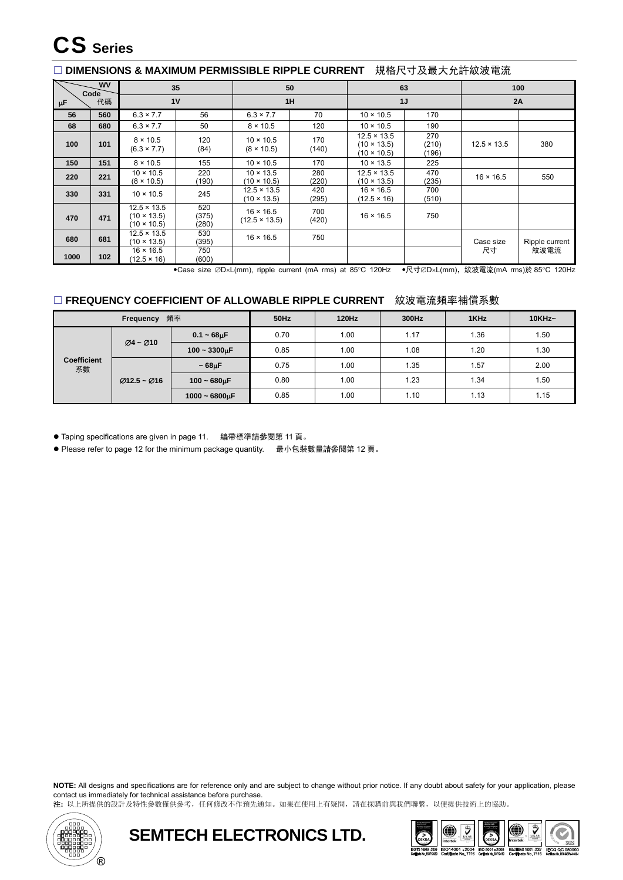# CS Series

## □ DIMENSIONS & MAXIMUM PERMISSIBLE RIPPLE CURRENT　規格尺寸及最大允許紋波電流

| WV / Code / μF | 代碼 | 35 | | 50 | | 63 | | 100 | |
|---|---|---|---|---|---|---|---|---|---|
| | | 1V | | 1H | | 1J | | 2A | |
| 56 | 560 | 6.3 × 7.7 | 56 | 6.3 × 7.7 | 70 | 10 × 10.5 | 170 | | |
| 68 | 680 | 6.3 × 7.7 | 50 | 8 × 10.5 | 120 | 10 × 10.5 | 190 | | |
| 100 | 101 | 8 × 10.5 (6.3 × 7.7) | 120 (84) | 10 × 10.5 (8 × 10.5) | 170 (140) | 12.5 × 13.5 (10 × 13.5) (10 × 10.5) | 270 (210) (196) | 12.5 × 13.5 | 380 |
| 150 | 151 | 8 × 10.5 | 155 | 10 × 10.5 | 170 | 10 × 13.5 | 225 | | |
| 220 | 221 | 10 × 10.5 (8 × 10.5) | 220 (190) | 10 × 13.5 (10 × 10.5) | 280 (220) | 12.5 × 13.5 (10 × 13.5) | 470 (235) | 16 × 16.5 | 550 |
| 330 | 331 | 10 × 10.5 | 245 | 12.5 × 13.5 (10 × 13.5) | 420 (295) | 16 × 16.5 (12.5 × 16) | 700 (510) | | |
| 470 | 471 | 12.5 × 13.5 (10 × 13.5) (10 × 10.5) | 520 (375) (280) | 16 × 16.5 (12.5 × 13.5) | 700 (420) | 16 × 16.5 | 750 | | |
| 680 | 681 | 12.5 × 13.5 (10 × 13.5) | 530 (395) | 16 × 16.5 | 750 | | | Case size 尺寸 | Ripple current 紋波電流 |
| 1000 | 102 | 16 × 16.5 (12.5 × 16) | 750 (600) | | | | | | |

•Case size ∅D×L(mm), ripple current (mA rms) at 85°C 120Hz　•尺寸∅D×L(mm)，紋波電流(mA rms)於 85°C 120Hz

## □ FREQUENCY COEFFICIENT OF ALLOWABLE RIPPLE CURRENT　紋波電流頻率補償系數

| Frequency 頻率 | | | 50Hz | 120Hz | 300Hz | 1KHz | 10KHz~ |
|---|---|---|---|---|---|---|---|
| Coefficient 系數 | ∅4 ~ ∅10 | 0.1 ~ 68μF | 0.70 | 1.00 | 1.17 | 1.36 | 1.50 |
| | | 100 ~ 3300μF | 0.85 | 1.00 | 1.08 | 1.20 | 1.30 |
| | ∅12.5 ~ ∅16 | ~ 68μF | 0.75 | 1.00 | 1.35 | 1.57 | 2.00 |
| | | 100 ~ 680μF | 0.80 | 1.00 | 1.23 | 1.34 | 1.50 |
| | | 1000 ~ 6800μF | 0.85 | 1.00 | 1.10 | 1.13 | 1.15 |

- Taping specifications are given in page 11.　編帶標準請參閱第 11 頁。
- Please refer to page 12 for the minimum package quantity.　最小包裝數量請參閱第 12 頁。

**NOTE:** All designs and specifications are for reference only and are subject to change without prior notice. If any doubt about safety for your application, please contact us immediately for technical assistance before purchase.
**注:** 以上所提供的設計及特性參數僅供參考，任何修改不作預先通知。如果在使用上有疑問，請在採購前與我們聯繫，以便提供技術上的協助。

**SEMTECH ELECTRONICS LTD.**